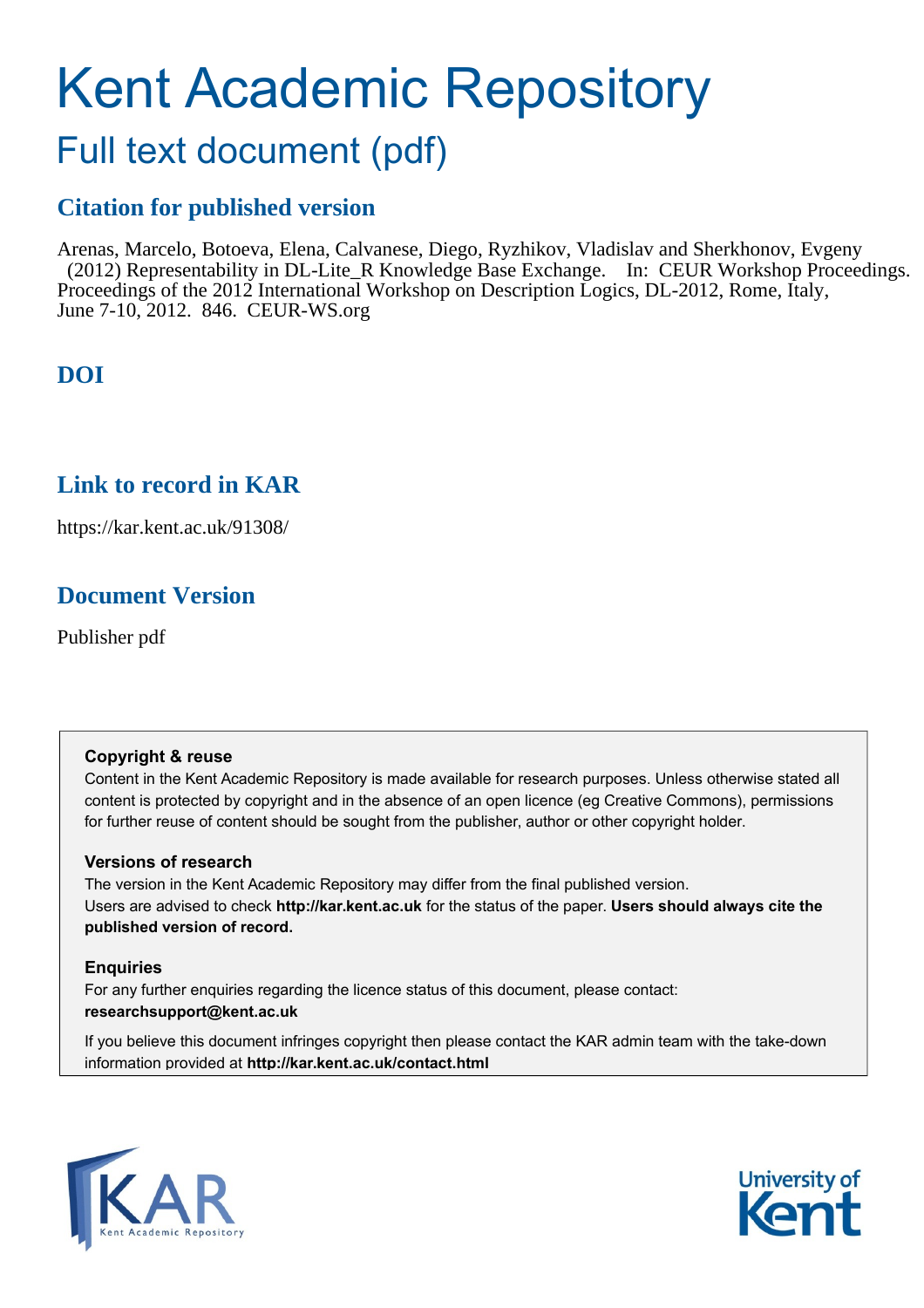# Kent Academic Repository

## Full text document (pdf)

### Citation for published version

Arenas, Marcelo, Botoeva, Elena, Calvanese, Diego, Ryzhikov, Vladislav and Sherkhonov, Evgeny (2012) Representability in DL-Lite_R Knowledge Base Exchange. In: CEUR Workshop Proceedings. Proceedings of the 2012 International Workshop on Description Logics, DL-2012, Rome, Italy, June 7-10, 2012. 846. CEUR-WS.org

### DOI

### Link to record in KAR

https://kar.kent.ac.uk/91308/

### Document Version

Publisher pdf

**Copyright & reuse**

Content in the Kent Academic Repository is made available for research purposes. Unless otherwise stated all content is protected by copyright and in the absence of an open licence (eg Creative Commons), permissions for further reuse of content should be sought from the publisher, author or other copyright holder.

**Versions of research**

The version in the Kent Academic Repository may differ from the final published version. Users are advised to check **http://kar.kent.ac.uk** for the status of the paper. **Users should always cite the published version of record.**

**Enquiries**

For any further enquiries regarding the licence status of this document, please contact: **researchsupport@kent.ac.uk**

If you believe this document infringes copyright then please contact the KAR admin team with the take-down information provided at **http://kar.kent.ac.uk/contact.html**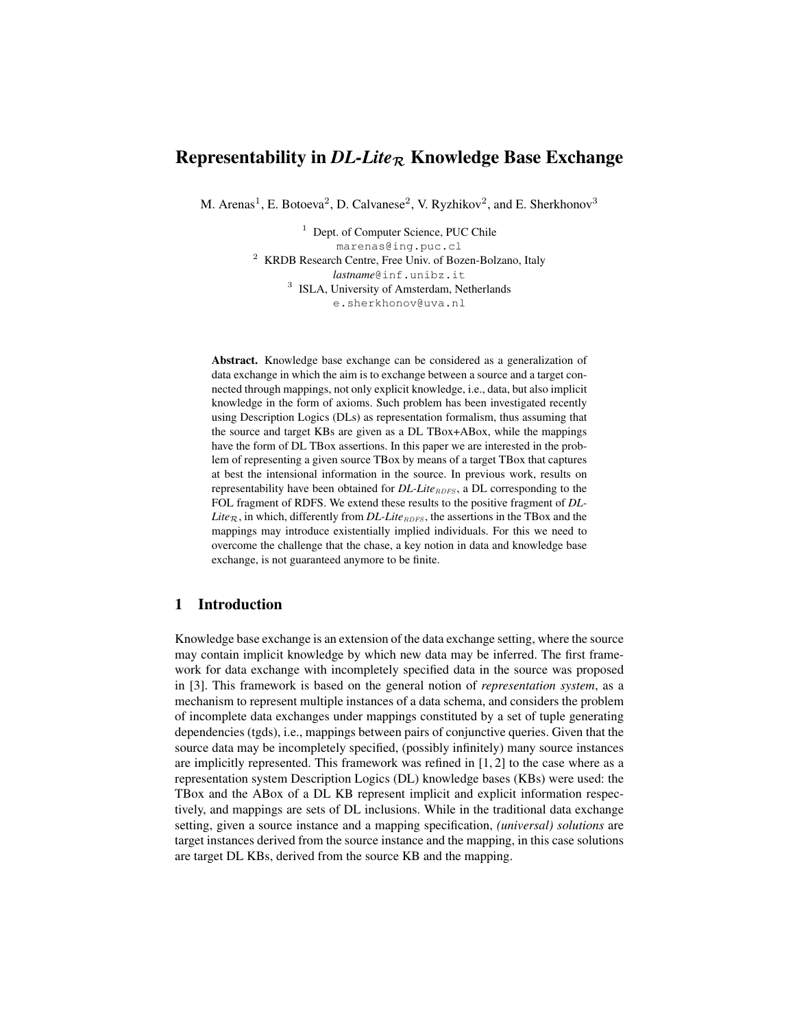# Representability in *DL-Lite*$_\mathcal{R}$ Knowledge Base Exchange

M. Arenas[1], E. Botoeva[2], D. Calvanese[2], V. Ryzhikov[2], and E. Sherkhonov[3]

[1] Dept. of Computer Science, PUC Chile
marenas@ing.puc.cl

[2] KRDB Research Centre, Free Univ. of Bozen-Bolzano, Italy
*lastname*@inf.unibz.it

[3] ISLA, University of Amsterdam, Netherlands
e.sherkhonov@uva.nl

**Abstract.** Knowledge base exchange can be considered as a generalization of data exchange in which the aim is to exchange between a source and a target connected through mappings, not only explicit knowledge, i.e., data, but also implicit knowledge in the form of axioms. Such problem has been investigated recently using Description Logics (DLs) as representation formalism, thus assuming that the source and target KBs are given as a DL TBox+ABox, while the mappings have the form of DL TBox assertions. In this paper we are interested in the problem of representing a given source TBox by means of a target TBox that captures at best the intensional information in the source. In previous work, results on representability have been obtained for *DL-Lite*$_{RDFS}$, a DL corresponding to the FOL fragment of RDFS. We extend these results to the positive fragment of *DL-Lite*$_\mathcal{R}$, in which, differently from *DL-Lite*$_{RDFS}$, the assertions in the TBox and the mappings may introduce existentially implied individuals. For this we need to overcome the challenge that the chase, a key notion in data and knowledge base exchange, is not guaranteed anymore to be finite.

## 1 Introduction

Knowledge base exchange is an extension of the data exchange setting, where the source may contain implicit knowledge by which new data may be inferred. The first framework for data exchange with incompletely specified data in the source was proposed in [3]. This framework is based on the general notion of *representation system*, as a mechanism to represent multiple instances of a data schema, and considers the problem of incomplete data exchanges under mappings constituted by a set of tuple generating dependencies (tgds), i.e., mappings between pairs of conjunctive queries. Given that the source data may be incompletely specified, (possibly infinitely) many source instances are implicitly represented. This framework was refined in [1, 2] to the case where as a representation system Description Logics (DL) knowledge bases (KBs) were used: the TBox and the ABox of a DL KB represent implicit and explicit information respectively, and mappings are sets of DL inclusions. While in the traditional data exchange setting, given a source instance and a mapping specification, *(universal) solutions* are target instances derived from the source instance and the mapping, in this case solutions are target DL KBs, derived from the source KB and the mapping.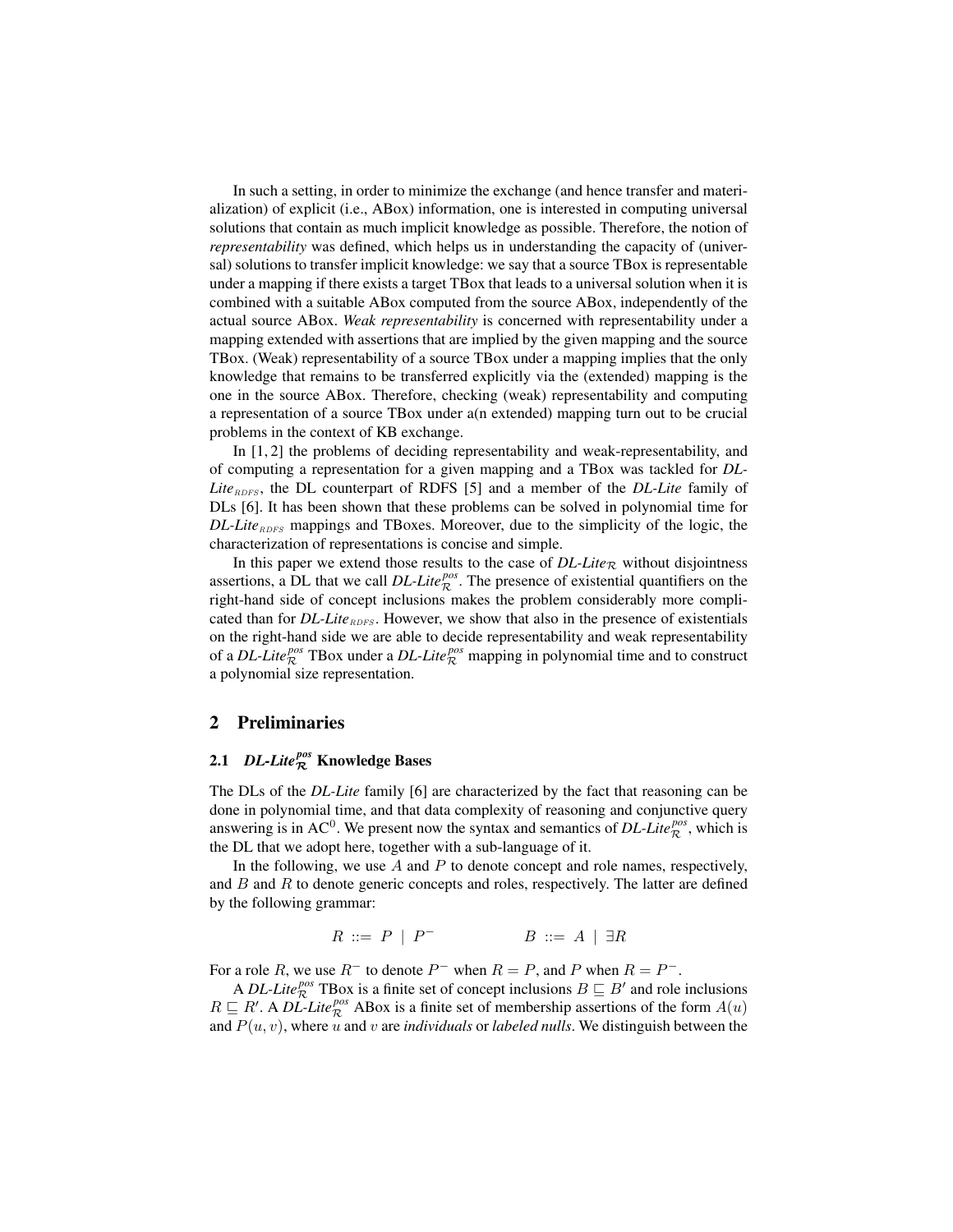In such a setting, in order to minimize the exchange (and hence transfer and materialization) of explicit (i.e., ABox) information, one is interested in computing universal solutions that contain as much implicit knowledge as possible. Therefore, the notion of *representability* was defined, which helps us in understanding the capacity of (universal) solutions to transfer implicit knowledge: we say that a source TBox is representable under a mapping if there exists a target TBox that leads to a universal solution when it is combined with a suitable ABox computed from the source ABox, independently of the actual source ABox. *Weak representability* is concerned with representability under a mapping extended with assertions that are implied by the given mapping and the source TBox. (Weak) representability of a source TBox under a mapping implies that the only knowledge that remains to be transferred explicitly via the (extended) mapping is the one in the source ABox. Therefore, checking (weak) representability and computing a representation of a source TBox under a(n extended) mapping turn out to be crucial problems in the context of KB exchange.

In [1, 2] the problems of deciding representability and weak-representability, and of computing a representation for a given mapping and a TBox was tackled for *DL-Lite*$_{RDFS}$, the DL counterpart of RDFS [5] and a member of the *DL-Lite* family of DLs [6]. It has been shown that these problems can be solved in polynomial time for *DL-Lite*$_{RDFS}$ mappings and TBoxes. Moreover, due to the simplicity of the logic, the characterization of representations is concise and simple.

In this paper we extend those results to the case of *DL-Lite*$_{\mathcal{R}}$ without disjointness assertions, a DL that we call *DL-Lite*$_{\mathcal{R}}^{pos}$. The presence of existential quantifiers on the right-hand side of concept inclusions makes the problem considerably more complicated than for *DL-Lite*$_{RDFS}$. However, we show that also in the presence of existentials on the right-hand side we are able to decide representability and weak representability of a *DL-Lite*$_{\mathcal{R}}^{pos}$ TBox under a *DL-Lite*$_{\mathcal{R}}^{pos}$ mapping in polynomial time and to construct a polynomial size representation.

## 2 Preliminaries

### 2.1 *DL-Lite*$_{\mathcal{R}}^{pos}$ Knowledge Bases

The DLs of the *DL-Lite* family [6] are characterized by the fact that reasoning can be done in polynomial time, and that data complexity of reasoning and conjunctive query answering is in $\mathrm{AC}^0$. We present now the syntax and semantics of *DL-Lite*$_{\mathcal{R}}^{pos}$, which is the DL that we adopt here, together with a sub-language of it.

In the following, we use $A$ and $P$ to denote concept and role names, respectively, and $B$ and $R$ to denote generic concepts and roles, respectively. The latter are defined by the following grammar:

$$R ::= P \mid P^- \qquad\qquad B ::= A \mid \exists R$$

For a role $R$, we use $R^-$ to denote $P^-$ when $R = P$, and $P$ when $R = P^-$.

A *DL-Lite*$_{\mathcal{R}}^{pos}$ TBox is a finite set of concept inclusions $B \sqsubseteq B'$ and role inclusions $R \sqsubseteq R'$. A *DL-Lite*$_{\mathcal{R}}^{pos}$ ABox is a finite set of membership assertions of the form $A(u)$ and $P(u, v)$, where $u$ and $v$ are *individuals* or *labeled nulls*. We distinguish between the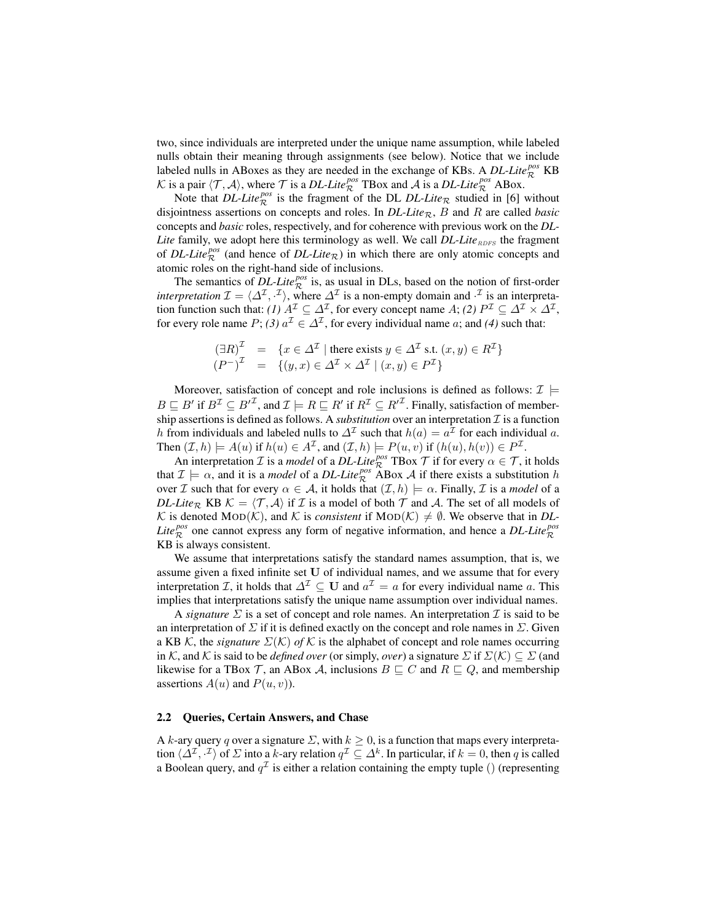two, since individuals are interpreted under the unique name assumption, while labeled nulls obtain their meaning through assignments (see below). Notice that we include labeled nulls in ABoxes as they are needed in the exchange of KBs. A *DL-Lite*$_{\mathcal{R}}^{pos}$ KB $\mathcal{K}$ is a pair $\langle \mathcal{T}, \mathcal{A} \rangle$, where $\mathcal{T}$ is a *DL-Lite*$_{\mathcal{R}}^{pos}$ TBox and $\mathcal{A}$ is a *DL-Lite*$_{\mathcal{R}}^{pos}$ ABox.

Note that *DL-Lite*$_{\mathcal{R}}^{pos}$ is the fragment of the DL *DL-Lite*$_{\mathcal{R}}$ studied in [6] without disjointness assertions on concepts and roles. In *DL-Lite*$_{\mathcal{R}}$, $B$ and $R$ are called *basic* concepts and *basic* roles, respectively, and for coherence with previous work on the *DL-Lite* family, we adopt here this terminology as well. We call *DL-Lite*$_{\textsc{rdfs}}$ the fragment of *DL-Lite*$_{\mathcal{R}}^{pos}$ (and hence of *DL-Lite*$_{\mathcal{R}}$) in which there are only atomic concepts and atomic roles on the right-hand side of inclusions.

The semantics of *DL-Lite*$_{\mathcal{R}}^{pos}$ is, as usual in DLs, based on the notion of first-order *interpretation* $\mathcal{I} = \langle \Delta^{\mathcal{I}}, \cdot^{\mathcal{I}} \rangle$, where $\Delta^{\mathcal{I}}$ is a non-empty domain and $\cdot^{\mathcal{I}}$ is an interpretation function such that: *(1)* $A^{\mathcal{I}} \subseteq \Delta^{\mathcal{I}}$, for every concept name $A$; *(2)* $P^{\mathcal{I}} \subseteq \Delta^{\mathcal{I}} \times \Delta^{\mathcal{I}}$, for every role name $P$; *(3)* $a^{\mathcal{I}} \in \Delta^{\mathcal{I}}$, for every individual name $a$; and *(4)* such that:

$$
\begin{aligned}
(\exists R)^{\mathcal{I}} &= \{x \in \Delta^{\mathcal{I}} \mid \text{there exists } y \in \Delta^{\mathcal{I}} \text{ s.t. } (x,y) \in R^{\mathcal{I}}\} \\
(P^{-})^{\mathcal{I}} &= \{(y,x) \in \Delta^{\mathcal{I}} \times \Delta^{\mathcal{I}} \mid (x,y) \in P^{\mathcal{I}}\}
\end{aligned}
$$

Moreover, satisfaction of concept and role inclusions is defined as follows: $\mathcal{I} \models B \sqsubseteq B'$ if $B^{\mathcal{I}} \subseteq B'^{\mathcal{I}}$, and $\mathcal{I} \models R \sqsubseteq R'$ if $R^{\mathcal{I}} \subseteq R'^{\mathcal{I}}$. Finally, satisfaction of membership assertions is defined as follows. A *substitution* over an interpretation $\mathcal{I}$ is a function $h$ from individuals and labeled nulls to $\Delta^{\mathcal{I}}$ such that $h(a) = a^{\mathcal{I}}$ for each individual $a$. Then $(\mathcal{I}, h) \models A(u)$ if $h(u) \in A^{\mathcal{I}}$, and $(\mathcal{I}, h) \models P(u,v)$ if $(h(u), h(v)) \in P^{\mathcal{I}}$.

An interpretation $\mathcal{I}$ is a *model* of a *DL-Lite*$_{\mathcal{R}}^{pos}$ TBox $\mathcal{T}$ if for every $\alpha \in \mathcal{T}$, it holds that $\mathcal{I} \models \alpha$, and it is a *model* of a *DL-Lite*$_{\mathcal{R}}^{pos}$ ABox $\mathcal{A}$ if there exists a substitution $h$ over $\mathcal{I}$ such that for every $\alpha \in \mathcal{A}$, it holds that $(\mathcal{I}, h) \models \alpha$. Finally, $\mathcal{I}$ is a *model* of a *DL-Lite*$_{\mathcal{R}}$ KB $\mathcal{K} = \langle \mathcal{T}, \mathcal{A} \rangle$ if $\mathcal{I}$ is a model of both $\mathcal{T}$ and $\mathcal{A}$. The set of all models of $\mathcal{K}$ is denoted $\textsc{Mod}(\mathcal{K})$, and $\mathcal{K}$ is *consistent* if $\textsc{Mod}(\mathcal{K}) \neq \emptyset$. We observe that in *DL-Lite*$_{\mathcal{R}}^{pos}$ one cannot express any form of negative information, and hence a *DL-Lite*$_{\mathcal{R}}^{pos}$ KB is always consistent.

We assume that interpretations satisfy the standard names assumption, that is, we assume given a fixed infinite set $\mathbf{U}$ of individual names, and we assume that for every interpretation $\mathcal{I}$, it holds that $\Delta^{\mathcal{I}} \subseteq \mathbf{U}$ and $a^{\mathcal{I}} = a$ for every individual name $a$. This implies that interpretations satisfy the unique name assumption over individual names.

A *signature* $\Sigma$ is a set of concept and role names. An interpretation $\mathcal{I}$ is said to be an interpretation of $\Sigma$ if it is defined exactly on the concept and role names in $\Sigma$. Given a KB $\mathcal{K}$, the *signature* $\Sigma(\mathcal{K})$ *of* $\mathcal{K}$ is the alphabet of concept and role names occurring in $\mathcal{K}$, and $\mathcal{K}$ is said to be *defined over* (or simply, *over*) a signature $\Sigma$ if $\Sigma(\mathcal{K}) \subseteq \Sigma$ (and likewise for a TBox $\mathcal{T}$, an ABox $\mathcal{A}$, inclusions $B \sqsubseteq C$ and $R \sqsubseteq Q$, and membership assertions $A(u)$ and $P(u,v)$).

### 2.2 Queries, Certain Answers, and Chase

A $k$-ary query $q$ over a signature $\Sigma$, with $k \geq 0$, is a function that maps every interpretation $\langle \Delta^{\mathcal{I}}, \cdot^{\mathcal{I}} \rangle$ of $\Sigma$ into a $k$-ary relation $q^{\mathcal{I}} \subseteq \Delta^k$. In particular, if $k = 0$, then $q$ is called a Boolean query, and $q^{\mathcal{I}}$ is either a relation containing the empty tuple () (representing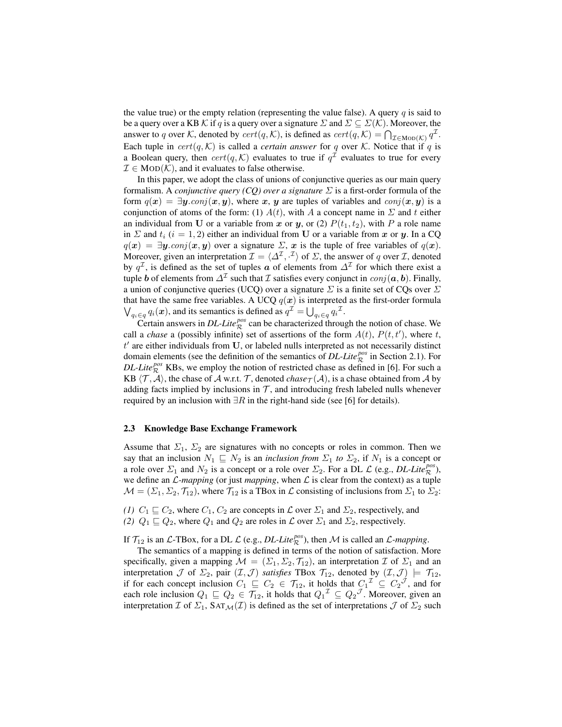the value true) or the empty relation (representing the value false). A query $q$ is said to be a query over a KB $\mathcal{K}$ if $q$ is a query over a signature $\Sigma$ and $\Sigma \subseteq \Sigma(\mathcal{K})$. Moreover, the answer to $q$ over $\mathcal{K}$, denoted by $cert(q, \mathcal{K})$, is defined as $cert(q, \mathcal{K}) = \bigcap_{\mathcal{I} \in \text{MOD}(\mathcal{K})} q^{\mathcal{I}}$. Each tuple in $cert(q, \mathcal{K})$ is called a *certain answer* for $q$ over $\mathcal{K}$. Notice that if $q$ is a Boolean query, then $cert(q, \mathcal{K})$ evaluates to true if $q^{\mathcal{I}}$ evaluates to true for every $\mathcal{I} \in \text{MOD}(\mathcal{K})$, and it evaluates to false otherwise.

In this paper, we adopt the class of unions of conjunctive queries as our main query formalism. A *conjunctive query (CQ) over a signature* $\Sigma$ is a first-order formula of the form $q(\boldsymbol{x}) = \exists \boldsymbol{y}.conj(\boldsymbol{x}, \boldsymbol{y})$, where $\boldsymbol{x}$, $\boldsymbol{y}$ are tuples of variables and $conj(\boldsymbol{x}, \boldsymbol{y})$ is a conjunction of atoms of the form: (1) $A(t)$, with $A$ a concept name in $\Sigma$ and $t$ either an individual from $\mathbf{U}$ or a variable from $\boldsymbol{x}$ or $\boldsymbol{y}$, or (2) $P(t_1, t_2)$, with $P$ a role name in $\Sigma$ and $t_i$ ($i = 1, 2$) either an individual from $\mathbf{U}$ or a variable from $\boldsymbol{x}$ or $\boldsymbol{y}$. In a CQ $q(\boldsymbol{x}) = \exists \boldsymbol{y}.conj(\boldsymbol{x}, \boldsymbol{y})$ over a signature $\Sigma$, $\boldsymbol{x}$ is the tuple of free variables of $q(\boldsymbol{x})$. Moreover, given an interpretation $\mathcal{I} = \langle \Delta^{\mathcal{I}}, \cdot^{\mathcal{I}} \rangle$ of $\Sigma$, the answer of $q$ over $\mathcal{I}$, denoted by $q^{\mathcal{I}}$, is defined as the set of tuples $\boldsymbol{a}$ of elements from $\Delta^{\mathcal{I}}$ for which there exist a tuple $\boldsymbol{b}$ of elements from $\Delta^{\mathcal{I}}$ such that $\mathcal{I}$ satisfies every conjunct in $conj(\boldsymbol{a}, \boldsymbol{b})$. Finally, a union of conjunctive queries (UCQ) over a signature $\Sigma$ is a finite set of CQs over $\Sigma$ that have the same free variables. A UCQ $q(\boldsymbol{x})$ is interpreted as the first-order formula $\bigvee_{q_i \in q} q_i(\boldsymbol{x})$, and its semantics is defined as $q^{\mathcal{I}} = \bigcup_{q_i \in q} q_i^{\mathcal{I}}$.

Certain answers in *DL-Lite*$_{\mathcal{R}}^{pos}$ can be characterized through the notion of chase. We call a *chase* a (possibly infinite) set of assertions of the form $A(t)$, $P(t, t')$, where $t$, $t'$ are either individuals from $\mathbf{U}$, or labeled nulls interpreted as not necessarily distinct domain elements (see the definition of the semantics of *DL-Lite*$_{\mathcal{R}}^{pos}$ in Section 2.1). For *DL-Lite*$_{\mathcal{R}}^{pos}$ KBs, we employ the notion of restricted chase as defined in [6]. For such a KB $\langle \mathcal{T}, \mathcal{A} \rangle$, the chase of $\mathcal{A}$ w.r.t. $\mathcal{T}$, denoted *chase*$_{\mathcal{T}}(\mathcal{A})$, is a chase obtained from $\mathcal{A}$ by adding facts implied by inclusions in $\mathcal{T}$, and introducing fresh labeled nulls whenever required by an inclusion with $\exists R$ in the right-hand side (see [6] for details).

### 2.3 Knowledge Base Exchange Framework

Assume that $\Sigma_1$, $\Sigma_2$ are signatures with no concepts or roles in common. Then we say that an inclusion $N_1 \sqsubseteq N_2$ is an *inclusion from* $\Sigma_1$ *to* $\Sigma_2$, if $N_1$ is a concept or a role over $\Sigma_1$ and $N_2$ is a concept or a role over $\Sigma_2$. For a DL $\mathcal{L}$ (e.g., *DL-Lite*$_{\mathcal{R}}^{pos}$), we define an $\mathcal{L}$*-mapping* (or just *mapping*, when $\mathcal{L}$ is clear from the context) as a tuple $\mathcal{M} = (\Sigma_1, \Sigma_2, \mathcal{T}_{12})$, where $\mathcal{T}_{12}$ is a TBox in $\mathcal{L}$ consisting of inclusions from $\Sigma_1$ to $\Sigma_2$:

*(1)* $C_1 \sqsubseteq C_2$, where $C_1$, $C_2$ are concepts in $\mathcal{L}$ over $\Sigma_1$ and $\Sigma_2$, respectively, and
*(2)* $Q_1 \sqsubseteq Q_2$, where $Q_1$ and $Q_2$ are roles in $\mathcal{L}$ over $\Sigma_1$ and $\Sigma_2$, respectively.

If $\mathcal{T}_{12}$ is an $\mathcal{L}$-TBox, for a DL $\mathcal{L}$ (e.g., *DL-Lite*$_{\mathcal{R}}^{pos}$), then $\mathcal{M}$ is called an $\mathcal{L}$*-mapping*.

The semantics of a mapping is defined in terms of the notion of satisfaction. More specifically, given a mapping $\mathcal{M} = (\Sigma_1, \Sigma_2, \mathcal{T}_{12})$, an interpretation $\mathcal{I}$ of $\Sigma_1$ and an interpretation $\mathcal{J}$ of $\Sigma_2$, pair $(\mathcal{I}, \mathcal{J})$ *satisfies* TBox $\mathcal{T}_{12}$, denoted by $(\mathcal{I}, \mathcal{J}) \models \mathcal{T}_{12}$, if for each concept inclusion $C_1 \sqsubseteq C_2 \in \mathcal{T}_{12}$, it holds that $C_1{}^{\mathcal{I}} \subseteq C_2{}^{\mathcal{J}}$, and for each role inclusion $Q_1 \sqsubseteq Q_2 \in \mathcal{T}_{12}$, it holds that $Q_1{}^{\mathcal{I}} \subseteq Q_2{}^{\mathcal{J}}$. Moreover, given an interpretation $\mathcal{I}$ of $\Sigma_1$, $\text{SAT}_{\mathcal{M}}(\mathcal{I})$ is defined as the set of interpretations $\mathcal{J}$ of $\Sigma_2$ such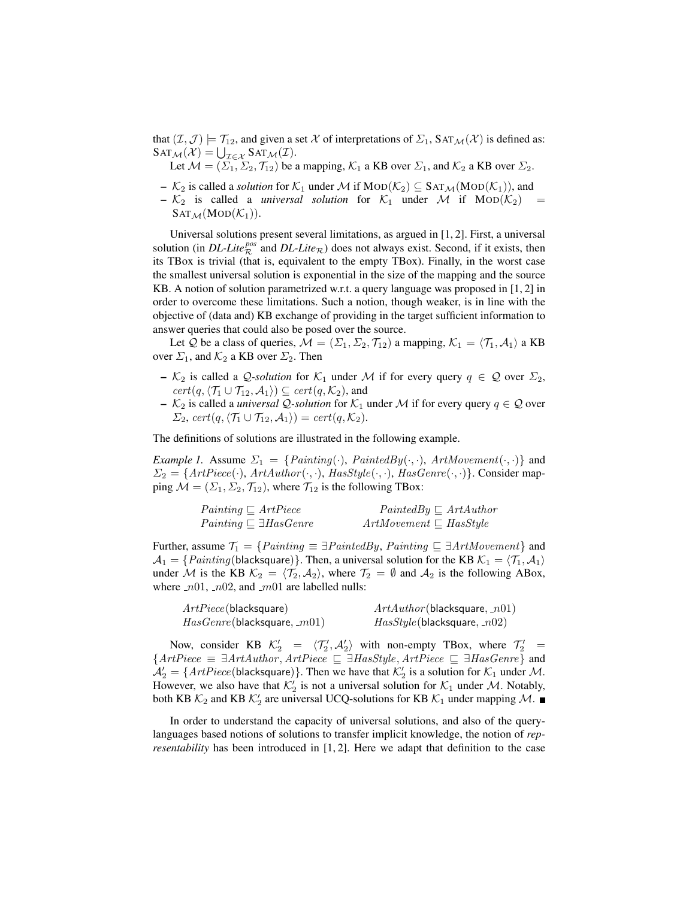that $(\mathcal{I}, \mathcal{J}) \models \mathcal{T}_{12}$, and given a set $\mathcal{X}$ of interpretations of $\Sigma_1$, $\mathrm{SAT}_{\mathcal{M}}(\mathcal{X})$ is defined as: $\mathrm{SAT}_{\mathcal{M}}(\mathcal{X}) = \bigcup_{\mathcal{I} \in \mathcal{X}} \mathrm{SAT}_{\mathcal{M}}(\mathcal{I})$.

Let $\mathcal{M} = (\Sigma_1, \Sigma_2, \mathcal{T}_{12})$ be a mapping, $\mathcal{K}_1$ a KB over $\Sigma_1$, and $\mathcal{K}_2$ a KB over $\Sigma_2$.

- $\mathcal{K}_2$ is called a *solution* for $\mathcal{K}_1$ under $\mathcal{M}$ if $\mathrm{MOD}(\mathcal{K}_2) \subseteq \mathrm{SAT}_{\mathcal{M}}(\mathrm{MOD}(\mathcal{K}_1))$, and
- $\mathcal{K}_2$ is called a *universal solution* for $\mathcal{K}_1$ under $\mathcal{M}$ if $\mathrm{MOD}(\mathcal{K}_2) = \mathrm{SAT}_{\mathcal{M}}(\mathrm{MOD}(\mathcal{K}_1))$.

Universal solutions present several limitations, as argued in [1, 2]. First, a universal solution (in *DL-Lite*$^{pos}_{\mathcal{R}}$ and *DL-Lite*$_{\mathcal{R}}$) does not always exist. Second, if it exists, then its TBox is trivial (that is, equivalent to the empty TBox). Finally, in the worst case the smallest universal solution is exponential in the size of the mapping and the source KB. A notion of solution parametrized w.r.t. a query language was proposed in [1, 2] in order to overcome these limitations. Such a notion, though weaker, is in line with the objective of (data and) KB exchange of providing in the target sufficient information to answer queries that could also be posed over the source.

Let $\mathcal{Q}$ be a class of queries, $\mathcal{M} = (\Sigma_1, \Sigma_2, \mathcal{T}_{12})$ a mapping, $\mathcal{K}_1 = \langle \mathcal{T}_1, \mathcal{A}_1 \rangle$ a KB over $\Sigma_1$, and $\mathcal{K}_2$ a KB over $\Sigma_2$. Then

- $\mathcal{K}_2$ is called a $\mathcal{Q}$*-solution* for $\mathcal{K}_1$ under $\mathcal{M}$ if for every query $q \in \mathcal{Q}$ over $\Sigma_2$, $cert(q, \langle \mathcal{T}_1 \cup \mathcal{T}_{12}, \mathcal{A}_1 \rangle) \subseteq cert(q, \mathcal{K}_2)$, and
- $\mathcal{K}_2$ is called a *universal* $\mathcal{Q}$*-solution* for $\mathcal{K}_1$ under $\mathcal{M}$ if for every query $q \in \mathcal{Q}$ over $\Sigma_2$, $cert(q, \langle \mathcal{T}_1 \cup \mathcal{T}_{12}, \mathcal{A}_1 \rangle) = cert(q, \mathcal{K}_2)$.

The definitions of solutions are illustrated in the following example.

*Example 1.* Assume $\Sigma_1 = \{Painting(\cdot), PaintedBy(\cdot,\cdot), ArtMovement(\cdot,\cdot)\}$ and $\Sigma_2 = \{ArtPiece(\cdot), ArtAuthor(\cdot,\cdot), HasStyle(\cdot,\cdot), HasGenre(\cdot,\cdot)\}$. Consider mapping $\mathcal{M} = (\Sigma_1, \Sigma_2, \mathcal{T}_{12})$, where $\mathcal{T}_{12}$ is the following TBox:

$$
\begin{array}{ll}
Painting \sqsubseteq ArtPiece & PaintedBy \sqsubseteq ArtAuthor \\
Painting \sqsubseteq \exists HasGenre & ArtMovement \sqsubseteq HasStyle
\end{array}
$$

Further, assume $\mathcal{T}_1 = \{Painting \equiv \exists PaintedBy, Painting \sqsubseteq \exists ArtMovement\}$ and $\mathcal{A}_1 = \{Painting(\mathsf{blacksquare})\}$. Then, a universal solution for the KB $\mathcal{K}_1 = \langle \mathcal{T}_1, \mathcal{A}_1 \rangle$ under $\mathcal{M}$ is the KB $\mathcal{K}_2 = \langle \mathcal{T}_2, \mathcal{A}_2 \rangle$, where $\mathcal{T}_2 = \emptyset$ and $\mathcal{A}_2$ is the following ABox, where $\_n01$, $\_n02$, and $\_m01$ are labelled nulls:

$$
\begin{array}{ll}
ArtPiece(\mathsf{blacksquare}) & ArtAuthor(\mathsf{blacksquare}, \_n01) \\
HasGenre(\mathsf{blacksquare}, \_m01) & HasStyle(\mathsf{blacksquare}, \_n02)
\end{array}
$$

Now, consider KB $\mathcal{K}_2' = \langle \mathcal{T}_2', \mathcal{A}_2' \rangle$ with non-empty TBox, where $\mathcal{T}_2' = \{ArtPiece \equiv \exists ArtAuthor, ArtPiece \sqsubseteq \exists HasStyle, ArtPiece \sqsubseteq \exists HasGenre\}$ and $\mathcal{A}_2' = \{ArtPiece(\mathsf{blacksquare})\}$. Then we have that $\mathcal{K}_2'$ is a solution for $\mathcal{K}_1$ under $\mathcal{M}$. However, we also have that $\mathcal{K}_2'$ is not a universal solution for $\mathcal{K}_1$ under $\mathcal{M}$. Notably, both KB $\mathcal{K}_2$ and KB $\mathcal{K}_2'$ are universal UCQ-solutions for KB $\mathcal{K}_1$ under mapping $\mathcal{M}$. ■

In order to understand the capacity of universal solutions, and also of the query-languages based notions of solutions to transfer implicit knowledge, the notion of *representability* has been introduced in [1, 2]. Here we adapt that definition to the case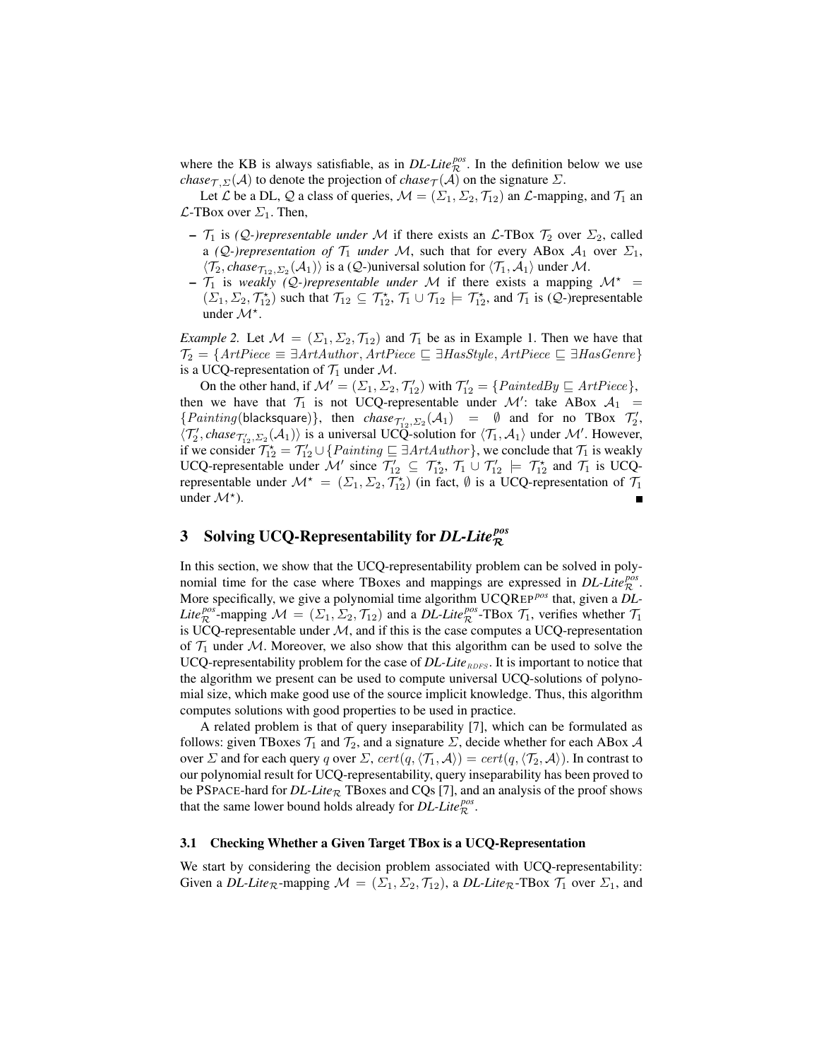where the KB is always satisfiable, as in *DL-Lite*$_{\mathcal{R}}^{pos}$. In the definition below we use $chase_{\mathcal{T},\Sigma}(\mathcal{A})$ to denote the projection of $chase_{\mathcal{T}}(\mathcal{A})$ on the signature $\Sigma$.

Let $\mathcal{L}$ be a DL, $\mathcal{Q}$ a class of queries, $\mathcal{M} = (\Sigma_1, \Sigma_2, \mathcal{T}_{12})$ an $\mathcal{L}$-mapping, and $\mathcal{T}_1$ an $\mathcal{L}$-TBox over $\Sigma_1$. Then,

- $\mathcal{T}_1$ is *($\mathcal{Q}$-)representable under* $\mathcal{M}$ if there exists an $\mathcal{L}$-TBox $\mathcal{T}_2$ over $\Sigma_2$, called a *($\mathcal{Q}$-)representation of* $\mathcal{T}_1$ *under* $\mathcal{M}$, such that for every ABox $\mathcal{A}_1$ over $\Sigma_1$, $\langle \mathcal{T}_2, chase_{\mathcal{T}_{12},\Sigma_2}(\mathcal{A}_1)\rangle$ is a ($\mathcal{Q}$-)universal solution for $\langle \mathcal{T}_1, \mathcal{A}_1\rangle$ under $\mathcal{M}$.
- $\mathcal{T}_1$ is *weakly ($\mathcal{Q}$-)representable under* $\mathcal{M}$ if there exists a mapping $\mathcal{M}^\star = (\Sigma_1, \Sigma_2, \mathcal{T}_{12}^\star)$ such that $\mathcal{T}_{12} \subseteq \mathcal{T}_{12}^\star$, $\mathcal{T}_1 \cup \mathcal{T}_{12} \models \mathcal{T}_{12}^\star$, and $\mathcal{T}_1$ is ($\mathcal{Q}$-)representable under $\mathcal{M}^\star$.

*Example 2.* Let $\mathcal{M} = (\Sigma_1, \Sigma_2, \mathcal{T}_{12})$ and $\mathcal{T}_1$ be as in Example 1. Then we have that $\mathcal{T}_2 = \{ArtPiece \equiv \exists ArtAuthor, ArtPiece \sqsubseteq \exists HasStyle, ArtPiece \sqsubseteq \exists HasGenre\}$ is a UCQ-representation of $\mathcal{T}_1$ under $\mathcal{M}$.

On the other hand, if $\mathcal{M}' = (\Sigma_1, \Sigma_2, \mathcal{T}'_{12})$ with $\mathcal{T}'_{12} = \{PaintedBy \sqsubseteq ArtPiece\}$, then we have that $\mathcal{T}_1$ is not UCQ-representable under $\mathcal{M}'$: take ABox $\mathcal{A}_1 = \{Painting(\mathsf{blacksquare})\}$, then $chase_{\mathcal{T}'_{12},\Sigma_2}(\mathcal{A}_1) = \emptyset$ and for no TBox $\mathcal{T}'_2$, $\langle \mathcal{T}'_2, chase_{\mathcal{T}'_{12},\Sigma_2}(\mathcal{A}_1)\rangle$ is a universal UCQ-solution for $\langle \mathcal{T}_1, \mathcal{A}_1\rangle$ under $\mathcal{M}'$. However, if we consider $\mathcal{T}_{12}^\star = \mathcal{T}'_{12} \cup \{Painting \sqsubseteq \exists ArtAuthor\}$, we conclude that $\mathcal{T}_1$ is weakly UCQ-representable under $\mathcal{M}'$ since $\mathcal{T}'_{12} \subseteq \mathcal{T}_{12}^\star$, $\mathcal{T}_1 \cup \mathcal{T}'_{12} \models \mathcal{T}_{12}^\star$ and $\mathcal{T}_1$ is UCQ-representable under $\mathcal{M}^\star = (\Sigma_1, \Sigma_2, \mathcal{T}_{12}^\star)$ (in fact, $\emptyset$ is a UCQ-representation of $\mathcal{T}_1$ under $\mathcal{M}^\star$). ∎

## 3 Solving UCQ-Representability for *DL-Lite*$_{\mathcal{R}}^{pos}$

In this section, we show that the UCQ-representability problem can be solved in polynomial time for the case where TBoxes and mappings are expressed in *DL-Lite*$_{\mathcal{R}}^{pos}$. More specifically, we give a polynomial time algorithm UCQREP$^{pos}$ that, given a *DL-Lite*$_{\mathcal{R}}^{pos}$-mapping $\mathcal{M} = (\Sigma_1, \Sigma_2, \mathcal{T}_{12})$ and a *DL-Lite*$_{\mathcal{R}}^{pos}$-TBox $\mathcal{T}_1$, verifies whether $\mathcal{T}_1$ is UCQ-representable under $\mathcal{M}$, and if this is the case computes a UCQ-representation of $\mathcal{T}_1$ under $\mathcal{M}$. Moreover, we also show that this algorithm can be used to solve the UCQ-representability problem for the case of *DL-Lite*$_{RDFS}$. It is important to notice that the algorithm we present can be used to compute universal UCQ-solutions of polynomial size, which make good use of the source implicit knowledge. Thus, this algorithm computes solutions with good properties to be used in practice.

A related problem is that of query inseparability [7], which can be formulated as follows: given TBoxes $\mathcal{T}_1$ and $\mathcal{T}_2$, and a signature $\Sigma$, decide whether for each ABox $\mathcal{A}$ over $\Sigma$ and for each query $q$ over $\Sigma$, $cert(q, \langle \mathcal{T}_1, \mathcal{A}\rangle) = cert(q, \langle \mathcal{T}_2, \mathcal{A}\rangle)$. In contrast to our polynomial result for UCQ-representability, query inseparability has been proved to be PSPACE-hard for *DL-Lite*$_{\mathcal{R}}$ TBoxes and CQs [7], and an analysis of the proof shows that the same lower bound holds already for *DL-Lite*$_{\mathcal{R}}^{pos}$.

### 3.1 Checking Whether a Given Target TBox is a UCQ-Representation

We start by considering the decision problem associated with UCQ-representability: Given a *DL-Lite*$_{\mathcal{R}}$-mapping $\mathcal{M} = (\Sigma_1, \Sigma_2, \mathcal{T}_{12})$, a *DL-Lite*$_{\mathcal{R}}$-TBox $\mathcal{T}_1$ over $\Sigma_1$, and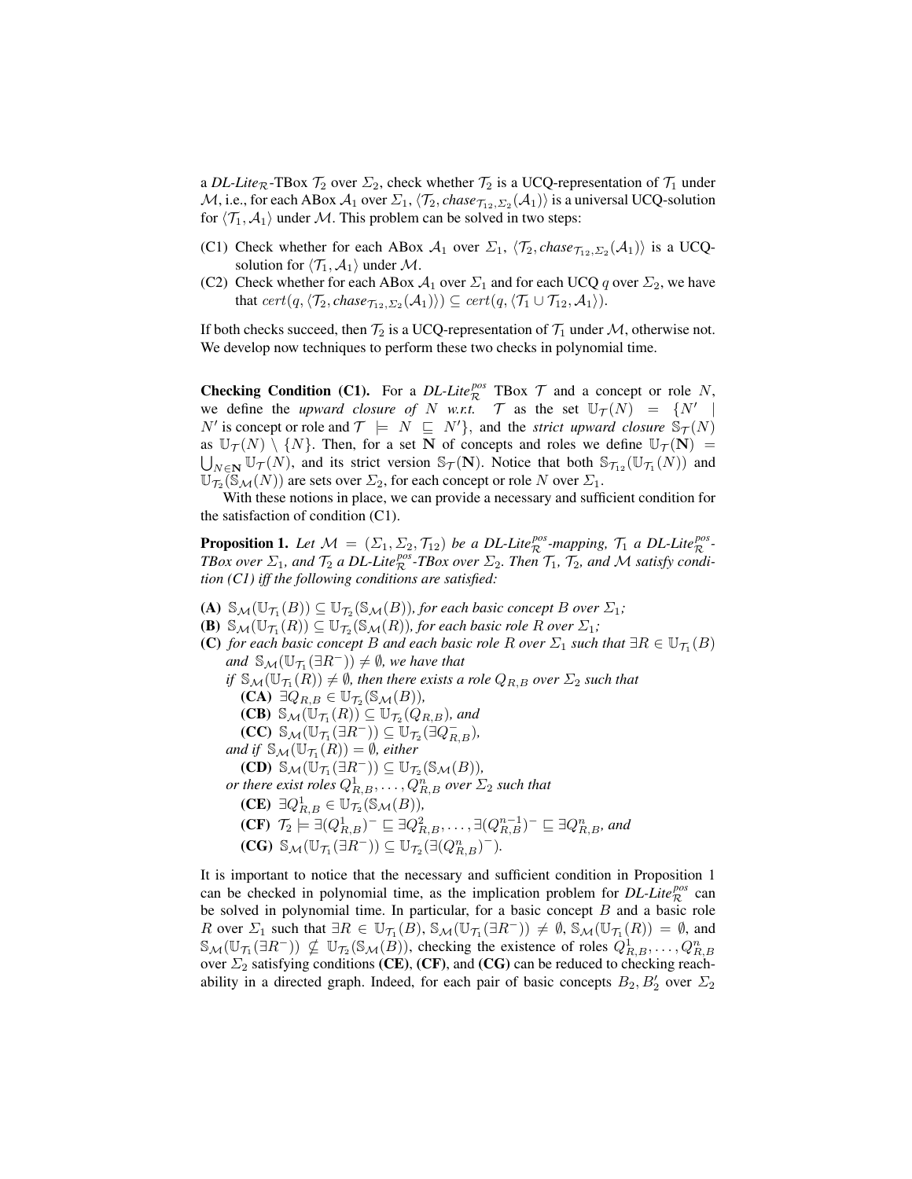a *DL-Lite*$_\mathcal{R}$-TBox $\mathcal{T}_2$ over $\Sigma_2$, check whether $\mathcal{T}_2$ is a UCQ-representation of $\mathcal{T}_1$ under $\mathcal{M}$, i.e., for each ABox $\mathcal{A}_1$ over $\Sigma_1$, $\langle \mathcal{T}_2, \mathit{chase}_{\mathcal{T}_{12},\Sigma_2}(\mathcal{A}_1)\rangle$ is a universal UCQ-solution for $\langle \mathcal{T}_1, \mathcal{A}_1\rangle$ under $\mathcal{M}$. This problem can be solved in two steps:

(C1) Check whether for each ABox $\mathcal{A}_1$ over $\Sigma_1$, $\langle \mathcal{T}_2, \mathit{chase}_{\mathcal{T}_{12},\Sigma_2}(\mathcal{A}_1)\rangle$ is a UCQ-solution for $\langle \mathcal{T}_1, \mathcal{A}_1\rangle$ under $\mathcal{M}$.

(C2) Check whether for each ABox $\mathcal{A}_1$ over $\Sigma_1$ and for each UCQ $q$ over $\Sigma_2$, we have that $cert(q, \langle \mathcal{T}_2, \mathit{chase}_{\mathcal{T}_{12},\Sigma_2}(\mathcal{A}_1)\rangle) \subseteq cert(q, \langle \mathcal{T}_1 \cup \mathcal{T}_{12}, \mathcal{A}_1\rangle)$.

If both checks succeed, then $\mathcal{T}_2$ is a UCQ-representation of $\mathcal{T}_1$ under $\mathcal{M}$, otherwise not. We develop now techniques to perform these two checks in polynomial time.

**Checking Condition (C1).** For a *DL-Lite*$^{pos}_\mathcal{R}$ TBox $\mathcal{T}$ and a concept or role $N$, we define the *upward closure of* $N$ *w.r.t.* $\mathcal{T}$ as the set $\mathbb{U}_\mathcal{T}(N) = \{N' \mid N' \text{ is concept or role and } \mathcal{T} \models N \sqsubseteq N'\}$, and the *strict upward closure* $\mathbb{S}_\mathcal{T}(N)$ as $\mathbb{U}_\mathcal{T}(N) \setminus \{N\}$. Then, for a set $\mathbf{N}$ of concepts and roles we define $\mathbb{U}_\mathcal{T}(\mathbf{N}) = \bigcup_{N\in\mathbf{N}} \mathbb{U}_\mathcal{T}(N)$, and its strict version $\mathbb{S}_\mathcal{T}(\mathbf{N})$. Notice that both $\mathbb{S}_{\mathcal{T}_{12}}(\mathbb{U}_{\mathcal{T}_1}(N))$ and $\mathbb{U}_{\mathcal{T}_2}(\mathbb{S}_\mathcal{M}(N))$ are sets over $\Sigma_2$, for each concept or role $N$ over $\Sigma_1$.

With these notions in place, we can provide a necessary and sufficient condition for the satisfaction of condition (C1).

**Proposition 1.** *Let $\mathcal{M} = (\Sigma_1, \Sigma_2, \mathcal{T}_{12})$ be a DL-Lite$^{pos}_\mathcal{R}$-mapping, $\mathcal{T}_1$ a DL-Lite$^{pos}_\mathcal{R}$-TBox over $\Sigma_1$, and $\mathcal{T}_2$ a DL-Lite$^{pos}_\mathcal{R}$-TBox over $\Sigma_2$. Then $\mathcal{T}_1$, $\mathcal{T}_2$, and $\mathcal{M}$ satisfy condition (C1) iff the following conditions are satisfied:*

- **(A)** $\mathbb{S}_\mathcal{M}(\mathbb{U}_{\mathcal{T}_1}(B)) \subseteq \mathbb{U}_{\mathcal{T}_2}(\mathbb{S}_\mathcal{M}(B))$*, for each basic concept $B$ over $\Sigma_1$;*
- **(B)** $\mathbb{S}_\mathcal{M}(\mathbb{U}_{\mathcal{T}_1}(R)) \subseteq \mathbb{U}_{\mathcal{T}_2}(\mathbb{S}_\mathcal{M}(R))$*, for each basic role $R$ over $\Sigma_1$;*
- **(C)** *for each basic concept $B$ and each basic role $R$ over $\Sigma_1$ such that $\exists R \in \mathbb{U}_{\mathcal{T}_1}(B)$ and $\mathbb{S}_\mathcal{M}(\mathbb{U}_{\mathcal{T}_1}(\exists R^-)) \neq \emptyset$, we have that*
  *if $\mathbb{S}_\mathcal{M}(\mathbb{U}_{\mathcal{T}_1}(R)) \neq \emptyset$, then there exists a role $Q_{R,B}$ over $\Sigma_2$ such that*
  - **(CA)** $\exists Q_{R,B} \in \mathbb{U}_{\mathcal{T}_2}(\mathbb{S}_\mathcal{M}(B))$,
  - **(CB)** $\mathbb{S}_\mathcal{M}(\mathbb{U}_{\mathcal{T}_1}(R)) \subseteq \mathbb{U}_{\mathcal{T}_2}(Q_{R,B})$*, and*
  - **(CC)** $\mathbb{S}_\mathcal{M}(\mathbb{U}_{\mathcal{T}_1}(\exists R^-)) \subseteq \mathbb{U}_{\mathcal{T}_2}(\exists Q^-_{R,B})$,

  *and if $\mathbb{S}_\mathcal{M}(\mathbb{U}_{\mathcal{T}_1}(R)) = \emptyset$, either*
  - **(CD)** $\mathbb{S}_\mathcal{M}(\mathbb{U}_{\mathcal{T}_1}(\exists R^-)) \subseteq \mathbb{U}_{\mathcal{T}_2}(\mathbb{S}_\mathcal{M}(B))$,

  *or there exist roles $Q^1_{R,B}, \ldots, Q^n_{R,B}$ over $\Sigma_2$ such that*
  - **(CE)** $\exists Q^1_{R,B} \in \mathbb{U}_{\mathcal{T}_2}(\mathbb{S}_\mathcal{M}(B))$,
  - **(CF)** $\mathcal{T}_2 \models \exists(Q^1_{R,B})^- \sqsubseteq \exists Q^2_{R,B}, \ldots, \exists(Q^{n-1}_{R,B})^- \sqsubseteq \exists Q^n_{R,B}$*, and*
  - **(CG)** $\mathbb{S}_\mathcal{M}(\mathbb{U}_{\mathcal{T}_1}(\exists R^-)) \subseteq \mathbb{U}_{\mathcal{T}_2}(\exists(Q^n_{R,B})^-)$.

It is important to notice that the necessary and sufficient condition in Proposition 1 can be checked in polynomial time, as the implication problem for *DL-Lite*$^{pos}_\mathcal{R}$ can be solved in polynomial time. In particular, for a basic concept $B$ and a basic role $R$ over $\Sigma_1$ such that $\exists R \in \mathbb{U}_{\mathcal{T}_1}(B)$, $\mathbb{S}_\mathcal{M}(\mathbb{U}_{\mathcal{T}_1}(\exists R^-)) \neq \emptyset$, $\mathbb{S}_\mathcal{M}(\mathbb{U}_{\mathcal{T}_1}(R)) = \emptyset$, and $\mathbb{S}_\mathcal{M}(\mathbb{U}_{\mathcal{T}_1}(\exists R^-)) \nsubseteq \mathbb{U}_{\mathcal{T}_2}(\mathbb{S}_\mathcal{M}(B))$, checking the existence of roles $Q^1_{R,B}, \ldots, Q^n_{R,B}$ over $\Sigma_2$ satisfying conditions **(CE)**, **(CF)**, and **(CG)** can be reduced to checking reachability in a directed graph. Indeed, for each pair of basic concepts $B_2, B_2'$ over $\Sigma_2$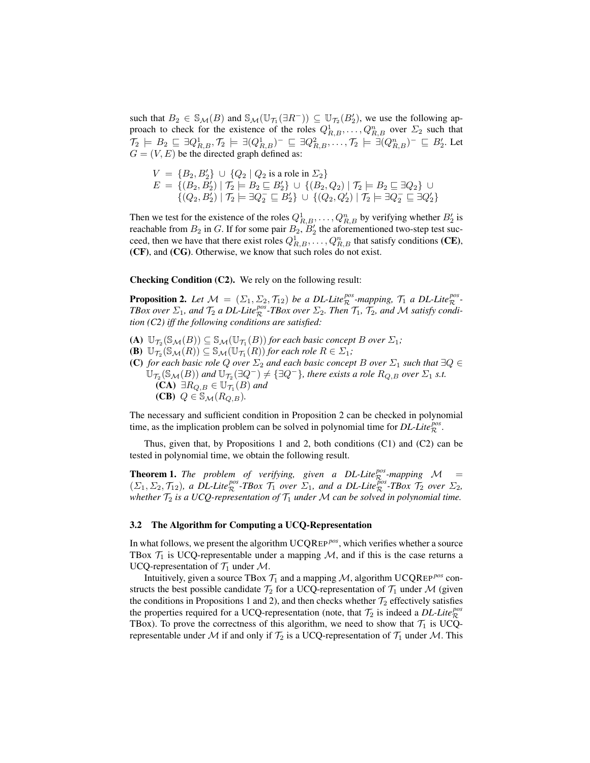such that $B_2 \in \mathbb{S}_{\mathcal{M}}(B)$ and $\mathbb{S}_{\mathcal{M}}(\mathbb{U}_{\mathcal{T}_1}(\exists R^-)) \subseteq \mathbb{U}_{\mathcal{T}_2}(B_2')$, we use the following approach to check for the existence of the roles $Q^1_{R,B}, \ldots, Q^n_{R,B}$ over $\Sigma_2$ such that $\mathcal{T}_2 \models B_2 \sqsubseteq \exists Q^1_{R,B}, \mathcal{T}_2 \models \exists (Q^1_{R,B})^- \sqsubseteq \exists Q^2_{R,B}, \ldots, \mathcal{T}_2 \models \exists (Q^n_{R,B})^- \sqsubseteq B_2'$. Let $G = (V, E)$ be the directed graph defined as:

$$
\begin{aligned}
V &= \{B_2, B_2'\} \cup \{Q_2 \mid Q_2 \text{ is a role in } \Sigma_2\} \\
E &= \{(B_2, B_2') \mid \mathcal{T}_2 \models B_2 \sqsubseteq B_2'\} \cup \{(B_2, Q_2) \mid \mathcal{T}_2 \models B_2 \sqsubseteq \exists Q_2\} \cup \\
&\quad \{(Q_2, B_2') \mid \mathcal{T}_2 \models \exists Q_2^- \sqsubseteq B_2'\} \cup \{(Q_2, Q_2') \mid \mathcal{T}_2 \models \exists Q_2^- \sqsubseteq \exists Q_2'\}
\end{aligned}
$$

Then we test for the existence of the roles $Q^1_{R,B}, \ldots, Q^n_{R,B}$ by verifying whether $B_2'$ is reachable from $B_2$ in $G$. If for some pair $B_2$, $B_2'$ the aforementioned two-step test succeed, then we have that there exist roles $Q^1_{R,B}, \ldots, Q^n_{R,B}$ that satisfy conditions **(CE)**, **(CF)**, and **(CG)**. Otherwise, we know that such roles do not exist.

**Checking Condition (C2).** We rely on the following result:

**Proposition 2.** *Let $\mathcal{M} = (\Sigma_1, \Sigma_2, \mathcal{T}_{12})$ be a DL-Lite$^{pos}_{\mathcal{R}}$-mapping, $\mathcal{T}_1$ a DL-Lite$^{pos}_{\mathcal{R}}$-TBox over $\Sigma_1$, and $\mathcal{T}_2$ a DL-Lite$^{pos}_{\mathcal{R}}$-TBox over $\Sigma_2$. Then $\mathcal{T}_1$, $\mathcal{T}_2$, and $\mathcal{M}$ satisfy condition (C2) iff the following conditions are satisfied:*

- **(A)** $\mathbb{U}_{\mathcal{T}_2}(\mathbb{S}_{\mathcal{M}}(B)) \subseteq \mathbb{S}_{\mathcal{M}}(\mathbb{U}_{\mathcal{T}_1}(B))$ *for each basic concept $B$ over $\Sigma_1$;*
- **(B)** $\mathbb{U}_{\mathcal{T}_2}(\mathbb{S}_{\mathcal{M}}(R)) \subseteq \mathbb{S}_{\mathcal{M}}(\mathbb{U}_{\mathcal{T}_1}(R))$ *for each role $R \in \Sigma_1$;*
- **(C)** *for each basic role $Q$ over $\Sigma_2$ and each basic concept $B$ over $\Sigma_1$ such that $\exists Q \in \mathbb{U}_{\mathcal{T}_2}(\mathbb{S}_{\mathcal{M}}(B))$ and $\mathbb{U}_{\mathcal{T}_2}(\exists Q^-) \neq \{\exists Q^-\}$, there exists a role $R_{Q,B}$ over $\Sigma_1$ s.t.*
  - **(CA)** $\exists R_{Q,B} \in \mathbb{U}_{\mathcal{T}_1}(B)$ *and*
  - **(CB)** $Q \in \mathbb{S}_{\mathcal{M}}(R_{Q,B})$*.*

The necessary and sufficient condition in Proposition 2 can be checked in polynomial time, as the implication problem can be solved in polynomial time for *DL-Lite*$^{pos}_{\mathcal{R}}$.

Thus, given that, by Propositions 1 and 2, both conditions (C1) and (C2) can be tested in polynomial time, we obtain the following result.

**Theorem 1.** *The problem of verifying, given a DL-Lite$^{pos}_{\mathcal{R}}$-mapping $\mathcal{M} = (\Sigma_1, \Sigma_2, \mathcal{T}_{12})$, a DL-Lite$^{pos}_{\mathcal{R}}$-TBox $\mathcal{T}_1$ over $\Sigma_1$, and a DL-Lite$^{pos}_{\mathcal{R}}$-TBox $\mathcal{T}_2$ over $\Sigma_2$, whether $\mathcal{T}_2$ is a UCQ-representation of $\mathcal{T}_1$ under $\mathcal{M}$ can be solved in polynomial time.*

### 3.2 The Algorithm for Computing a UCQ-Representation

In what follows, we present the algorithm UCQREP$^{pos}$, which verifies whether a source TBox $\mathcal{T}_1$ is UCQ-representable under a mapping $\mathcal{M}$, and if this is the case returns a UCQ-representation of $\mathcal{T}_1$ under $\mathcal{M}$.

Intuitively, given a source TBox $\mathcal{T}_1$ and a mapping $\mathcal{M}$, algorithm UCQREP$^{pos}$ constructs the best possible candidate $\mathcal{T}_2$ for a UCQ-representation of $\mathcal{T}_1$ under $\mathcal{M}$ (given the conditions in Propositions 1 and 2), and then checks whether $\mathcal{T}_2$ effectively satisfies the properties required for a UCQ-representation (note, that $\mathcal{T}_2$ is indeed a *DL-Lite*$^{pos}_{\mathcal{R}}$ TBox). To prove the correctness of this algorithm, we need to show that $\mathcal{T}_1$ is UCQ-representable under $\mathcal{M}$ if and only if $\mathcal{T}_2$ is a UCQ-representation of $\mathcal{T}_1$ under $\mathcal{M}$. This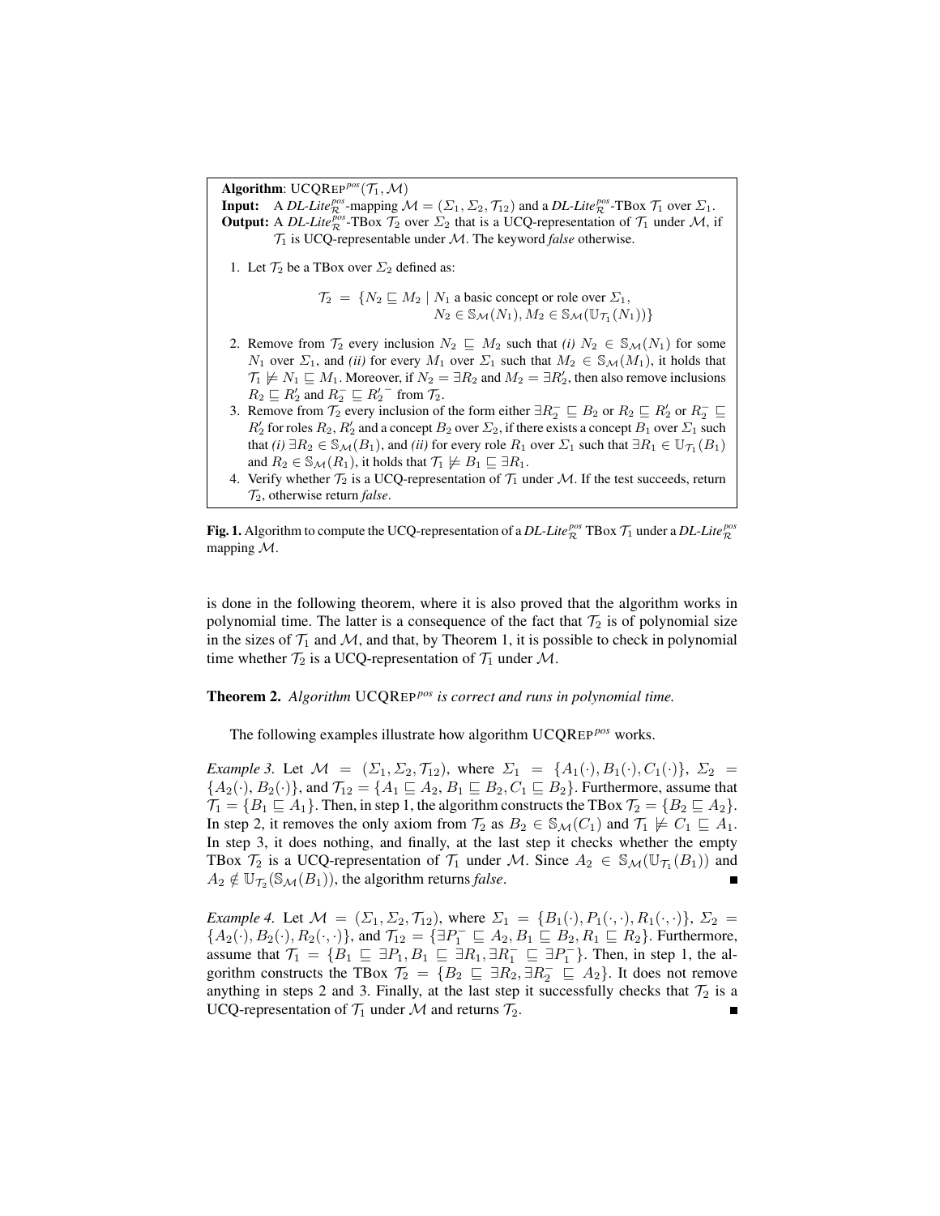**Algorithm**: UCQREP$^{pos}(\mathcal{T}_1, \mathcal{M})$

**Input:** A *DL-Lite*$^{pos}_{\mathcal{R}}$-mapping $\mathcal{M} = (\Sigma_1, \Sigma_2, \mathcal{T}_{12})$ and a *DL-Lite*$^{pos}_{\mathcal{R}}$-TBox $\mathcal{T}_1$ over $\Sigma_1$.

**Output:** A *DL-Lite*$^{pos}_{\mathcal{R}}$-TBox $\mathcal{T}_2$ over $\Sigma_2$ that is a UCQ-representation of $\mathcal{T}_1$ under $\mathcal{M}$, if $\mathcal{T}_1$ is UCQ-representable under $\mathcal{M}$. The keyword *false* otherwise.

1. Let $\mathcal{T}_2$ be a TBox over $\Sigma_2$ defined as:
$$\mathcal{T}_2 = \{N_2 \sqsubseteq M_2 \mid N_1 \text{ a basic concept or role over } \Sigma_1, N_2 \in \mathbb{S}_{\mathcal{M}}(N_1), M_2 \in \mathbb{S}_{\mathcal{M}}(\mathbb{U}_{\mathcal{T}_1}(N_1))\}$$
2. Remove from $\mathcal{T}_2$ every inclusion $N_2 \sqsubseteq M_2$ such that *(i)* $N_2 \in \mathbb{S}_{\mathcal{M}}(N_1)$ for some $N_1$ over $\Sigma_1$, and *(ii)* for every $M_1$ over $\Sigma_1$ such that $M_2 \in \mathbb{S}_{\mathcal{M}}(M_1)$, it holds that $\mathcal{T}_1 \not\models N_1 \sqsubseteq M_1$. Moreover, if $N_2 = \exists R_2$ and $M_2 = \exists R_2'$, then also remove inclusions $R_2 \sqsubseteq R_2'$ and $R_2^- \sqsubseteq R_2'^-$ from $\mathcal{T}_2$.
3. Remove from $\mathcal{T}_2$ every inclusion of the form either $\exists R_2^- \sqsubseteq B_2$ or $R_2 \sqsubseteq R_2'$ or $R_2^- \sqsubseteq R_2'$ for roles $R_2, R_2'$ and a concept $B_2$ over $\Sigma_2$, if there exists a concept $B_1$ over $\Sigma_1$ such that *(i)* $\exists R_2 \in \mathbb{S}_{\mathcal{M}}(B_1)$, and *(ii)* for every role $R_1$ over $\Sigma_1$ such that $\exists R_1 \in \mathbb{U}_{\mathcal{T}_1}(B_1)$ and $R_2 \in \mathbb{S}_{\mathcal{M}}(R_1)$, it holds that $\mathcal{T}_1 \not\models B_1 \sqsubseteq \exists R_1$.
4. Verify whether $\mathcal{T}_2$ is a UCQ-representation of $\mathcal{T}_1$ under $\mathcal{M}$. If the test succeeds, return $\mathcal{T}_2$, otherwise return *false*.

**Fig. 1.** Algorithm to compute the UCQ-representation of a *DL-Lite*$^{pos}_{\mathcal{R}}$ TBox $\mathcal{T}_1$ under a *DL-Lite*$^{pos}_{\mathcal{R}}$ mapping $\mathcal{M}$.

is done in the following theorem, where it is also proved that the algorithm works in polynomial time. The latter is a consequence of the fact that $\mathcal{T}_2$ is of polynomial size in the sizes of $\mathcal{T}_1$ and $\mathcal{M}$, and that, by Theorem 1, it is possible to check in polynomial time whether $\mathcal{T}_2$ is a UCQ-representation of $\mathcal{T}_1$ under $\mathcal{M}$.

**Theorem 2.** *Algorithm* UCQREP$^{pos}$ *is correct and runs in polynomial time.*

The following examples illustrate how algorithm UCQREP$^{pos}$ works.

*Example 3.* Let $\mathcal{M} = (\Sigma_1, \Sigma_2, \mathcal{T}_{12})$, where $\Sigma_1 = \{A_1(\cdot), B_1(\cdot), C_1(\cdot)\}$, $\Sigma_2 = \{A_2(\cdot), B_2(\cdot)\}$, and $\mathcal{T}_{12} = \{A_1 \sqsubseteq A_2, B_1 \sqsubseteq B_2, C_1 \sqsubseteq B_2\}$. Furthermore, assume that $\mathcal{T}_1 = \{B_1 \sqsubseteq A_1\}$. Then, in step 1, the algorithm constructs the TBox $\mathcal{T}_2 = \{B_2 \sqsubseteq A_2\}$. In step 2, it removes the only axiom from $\mathcal{T}_2$ as $B_2 \in \mathbb{S}_{\mathcal{M}}(C_1)$ and $\mathcal{T}_1 \not\models C_1 \sqsubseteq A_1$. In step 3, it does nothing, and finally, at the last step it checks whether the empty TBox $\mathcal{T}_2$ is a UCQ-representation of $\mathcal{T}_1$ under $\mathcal{M}$. Since $A_2 \in \mathbb{S}_{\mathcal{M}}(\mathbb{U}_{\mathcal{T}_1}(B_1))$ and $A_2 \notin \mathbb{U}_{\mathcal{T}_2}(\mathbb{S}_{\mathcal{M}}(B_1))$, the algorithm returns *false*. ■

*Example 4.* Let $\mathcal{M} = (\Sigma_1, \Sigma_2, \mathcal{T}_{12})$, where $\Sigma_1 = \{B_1(\cdot), P_1(\cdot,\cdot), R_1(\cdot,\cdot)\}$, $\Sigma_2 = \{A_2(\cdot), B_2(\cdot), R_2(\cdot,\cdot)\}$, and $\mathcal{T}_{12} = \{\exists P_1^- \sqsubseteq A_2, B_1 \sqsubseteq B_2, R_1 \sqsubseteq R_2\}$. Furthermore, assume that $\mathcal{T}_1 = \{B_1 \sqsubseteq \exists P_1, B_1 \sqsubseteq \exists R_1, \exists R_1^- \sqsubseteq \exists P_1^-\}$. Then, in step 1, the algorithm constructs the TBox $\mathcal{T}_2 = \{B_2 \sqsubseteq \exists R_2, \exists R_2^- \sqsubseteq A_2\}$. It does not remove anything in steps 2 and 3. Finally, at the last step it successfully checks that $\mathcal{T}_2$ is a UCQ-representation of $\mathcal{T}_1$ under $\mathcal{M}$ and returns $\mathcal{T}_2$. ■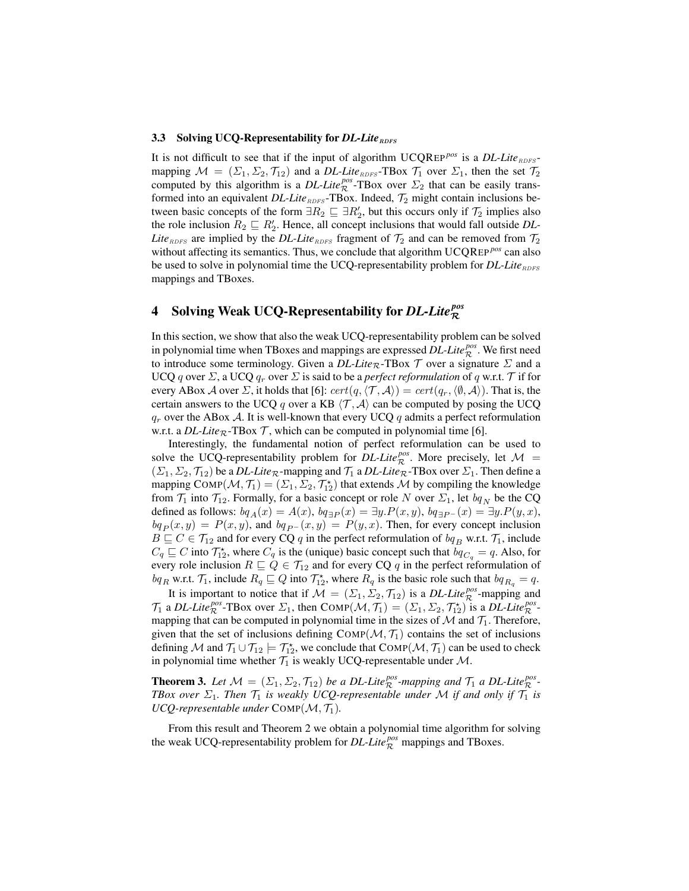### 3.3 Solving UCQ-Representability for *DL-Lite*$_{RDFS}$

It is not difficult to see that if the input of algorithm UCQREP$^{pos}$ is a *DL-Lite*$_{RDFS}$-mapping $\mathcal{M} = (\Sigma_1, \Sigma_2, \mathcal{T}_{12})$ and a *DL-Lite*$_{RDFS}$-TBox $\mathcal{T}_1$ over $\Sigma_1$, then the set $\mathcal{T}_2$ computed by this algorithm is a *DL-Lite*$^{pos}_{\mathcal{R}}$-TBox over $\Sigma_2$ that can be easily transformed into an equivalent *DL-Lite*$_{RDFS}$-TBox. Indeed, $\mathcal{T}_2$ might contain inclusions between basic concepts of the form $\exists R_2 \sqsubseteq \exists R'_2$, but this occurs only if $\mathcal{T}_2$ implies also the role inclusion $R_2 \sqsubseteq R'_2$. Hence, all concept inclusions that would fall outside *DL-Lite*$_{RDFS}$ are implied by the *DL-Lite*$_{RDFS}$ fragment of $\mathcal{T}_2$ and can be removed from $\mathcal{T}_2$ without affecting its semantics. Thus, we conclude that algorithm UCQREP$^{pos}$ can also be used to solve in polynomial time the UCQ-representability problem for *DL-Lite*$_{RDFS}$ mappings and TBoxes.

## 4 Solving Weak UCQ-Representability for *DL-Lite*$^{pos}_{\mathcal{R}}$

In this section, we show that also the weak UCQ-representability problem can be solved in polynomial time when TBoxes and mappings are expressed *DL-Lite*$^{pos}_{\mathcal{R}}$. We first need to introduce some terminology. Given a *DL-Lite*$_{\mathcal{R}}$-TBox $\mathcal{T}$ over a signature $\Sigma$ and a UCQ $q$ over $\Sigma$, a UCQ $q_r$ over $\Sigma$ is said to be a *perfect reformulation* of $q$ w.r.t. $\mathcal{T}$ if for every ABox $\mathcal{A}$ over $\Sigma$, it holds that [6]: $cert(q, \langle \mathcal{T}, \mathcal{A} \rangle) = cert(q_r, \langle \emptyset, \mathcal{A} \rangle)$. That is, the certain answers to the UCQ $q$ over a KB $\langle \mathcal{T}, \mathcal{A} \rangle$ can be computed by posing the UCQ $q_r$ over the ABox $\mathcal{A}$. It is well-known that every UCQ $q$ admits a perfect reformulation w.r.t. a *DL-Lite*$_{\mathcal{R}}$-TBox $\mathcal{T}$, which can be computed in polynomial time [6].

Interestingly, the fundamental notion of perfect reformulation can be used to solve the UCQ-representability problem for *DL-Lite*$^{pos}_{\mathcal{R}}$. More precisely, let $\mathcal{M} = (\Sigma_1, \Sigma_2, \mathcal{T}_{12})$ be a *DL-Lite*$_{\mathcal{R}}$-mapping and $\mathcal{T}_1$ a *DL-Lite*$_{\mathcal{R}}$-TBox over $\Sigma_1$. Then define a mapping COMP$(\mathcal{M}, \mathcal{T}_1) = (\Sigma_1, \Sigma_2, \mathcal{T}^{\star}_{12})$ that extends $\mathcal{M}$ by compiling the knowledge from $\mathcal{T}_1$ into $\mathcal{T}_{12}$. Formally, for a basic concept or role $N$ over $\Sigma_1$, let $bq_N$ be the CQ defined as follows: $bq_A(x) = A(x)$, $bq_{\exists P}(x) = \exists y.P(x,y)$, $bq_{\exists P^-}(x) = \exists y.P(y,x)$, $bq_P(x,y) = P(x,y)$, and $bq_{P^-}(x,y) = P(y,x)$. Then, for every concept inclusion $B \sqsubseteq C \in \mathcal{T}_{12}$ and for every CQ $q$ in the perfect reformulation of $bq_B$ w.r.t. $\mathcal{T}_1$, include $C_q \sqsubseteq C$ into $\mathcal{T}^{\star}_{12}$, where $C_q$ is the (unique) basic concept such that $bq_{C_q} = q$. Also, for every role inclusion $R \sqsubseteq Q \in \mathcal{T}_{12}$ and for every CQ $q$ in the perfect reformulation of $bq_R$ w.r.t. $\mathcal{T}_1$, include $R_q \sqsubseteq Q$ into $\mathcal{T}^{\star}_{12}$, where $R_q$ is the basic role such that $bq_{R_q} = q$.

It is important to notice that if $\mathcal{M} = (\Sigma_1, \Sigma_2, \mathcal{T}_{12})$ is a *DL-Lite*$^{pos}_{\mathcal{R}}$-mapping and $\mathcal{T}_1$ a *DL-Lite*$^{pos}_{\mathcal{R}}$-TBox over $\Sigma_1$, then COMP$(\mathcal{M}, \mathcal{T}_1) = (\Sigma_1, \Sigma_2, \mathcal{T}^{\star}_{12})$ is a *DL-Lite*$^{pos}_{\mathcal{R}}$-mapping that can be computed in polynomial time in the sizes of $\mathcal{M}$ and $\mathcal{T}_1$. Therefore, given that the set of inclusions defining COMP$(\mathcal{M}, \mathcal{T}_1)$ contains the set of inclusions defining $\mathcal{M}$ and $\mathcal{T}_1 \cup \mathcal{T}_{12} \models \mathcal{T}^{\star}_{12}$, we conclude that COMP$(\mathcal{M}, \mathcal{T}_1)$ can be used to check in polynomial time whether $\mathcal{T}_1$ is weakly UCQ-representable under $\mathcal{M}$.

**Theorem 3.** *Let $\mathcal{M} = (\Sigma_1, \Sigma_2, \mathcal{T}_{12})$ be a DL-Lite$^{pos}_{\mathcal{R}}$-mapping and $\mathcal{T}_1$ a DL-Lite$^{pos}_{\mathcal{R}}$-TBox over $\Sigma_1$. Then $\mathcal{T}_1$ is weakly UCQ-representable under $\mathcal{M}$ if and only if $\mathcal{T}_1$ is UCQ-representable under* COMP$(\mathcal{M}, \mathcal{T}_1)$.

From this result and Theorem 2 we obtain a polynomial time algorithm for solving the weak UCQ-representability problem for *DL-Lite*$^{pos}_{\mathcal{R}}$ mappings and TBoxes.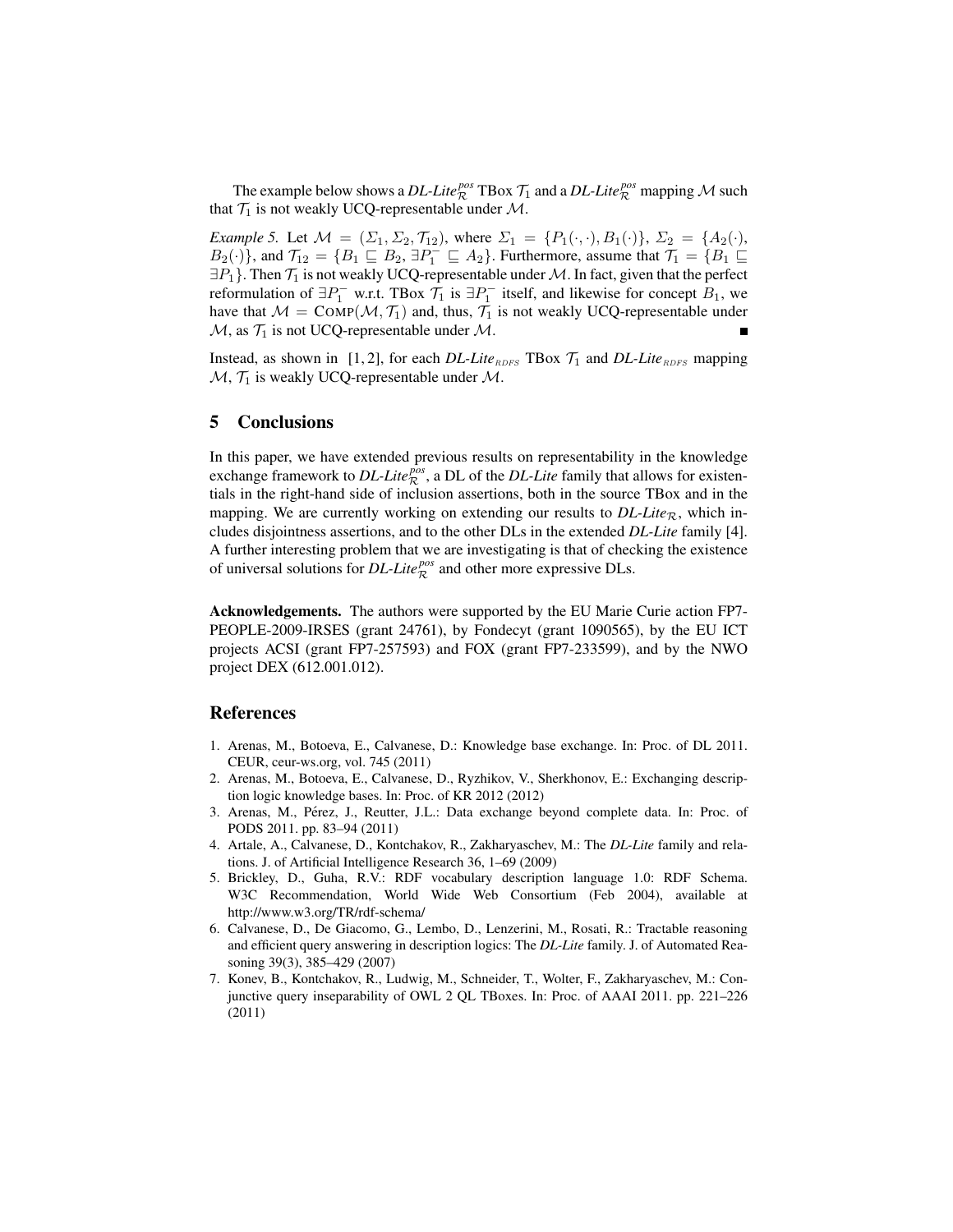The example below shows a *DL-Lite*$_{\mathcal{R}}^{pos}$ TBox $\mathcal{T}_1$ and a *DL-Lite*$_{\mathcal{R}}^{pos}$ mapping $\mathcal{M}$ such that $\mathcal{T}_1$ is not weakly UCQ-representable under $\mathcal{M}$.

*Example 5.* Let $\mathcal{M} = (\Sigma_1, \Sigma_2, \mathcal{T}_{12})$, where $\Sigma_1 = \{P_1(\cdot,\cdot), B_1(\cdot)\}$, $\Sigma_2 = \{A_2(\cdot), B_2(\cdot)\}$, and $\mathcal{T}_{12} = \{B_1 \sqsubseteq B_2, \exists P_1^- \sqsubseteq A_2\}$. Furthermore, assume that $\mathcal{T}_1 = \{B_1 \sqsubseteq \exists P_1\}$. Then $\mathcal{T}_1$ is not weakly UCQ-representable under $\mathcal{M}$. In fact, given that the perfect reformulation of $\exists P_1^-$ w.r.t. TBox $\mathcal{T}_1$ is $\exists P_1^-$ itself, and likewise for concept $B_1$, we have that $\mathcal{M} = \textsc{Comp}(\mathcal{M}, \mathcal{T}_1)$ and, thus, $\mathcal{T}_1$ is not weakly UCQ-representable under $\mathcal{M}$, as $\mathcal{T}_1$ is not UCQ-representable under $\mathcal{M}$. ∎

Instead, as shown in [1, 2], for each *DL-Lite*$_{RDFS}$ TBox $\mathcal{T}_1$ and *DL-Lite*$_{RDFS}$ mapping $\mathcal{M}$, $\mathcal{T}_1$ is weakly UCQ-representable under $\mathcal{M}$.

## 5 Conclusions

In this paper, we have extended previous results on representability in the knowledge exchange framework to *DL-Lite*$_{\mathcal{R}}^{pos}$, a DL of the *DL-Lite* family that allows for existentials in the right-hand side of inclusion assertions, both in the source TBox and in the mapping. We are currently working on extending our results to *DL-Lite*$_{\mathcal{R}}$, which includes disjointness assertions, and to the other DLs in the extended *DL-Lite* family [4]. A further interesting problem that we are investigating is that of checking the existence of universal solutions for *DL-Lite*$_{\mathcal{R}}^{pos}$ and other more expressive DLs.

**Acknowledgements.** The authors were supported by the EU Marie Curie action FP7-PEOPLE-2009-IRSES (grant 24761), by Fondecyt (grant 1090565), by the EU ICT projects ACSI (grant FP7-257593) and FOX (grant FP7-233599), and by the NWO project DEX (612.001.012).

## References

1. Arenas, M., Botoeva, E., Calvanese, D.: Knowledge base exchange. In: Proc. of DL 2011. CEUR, ceur-ws.org, vol. 745 (2011)
2. Arenas, M., Botoeva, E., Calvanese, D., Ryzhikov, V., Sherkhonov, E.: Exchanging description logic knowledge bases. In: Proc. of KR 2012 (2012)
3. Arenas, M., Pérez, J., Reutter, J.L.: Data exchange beyond complete data. In: Proc. of PODS 2011. pp. 83–94 (2011)
4. Artale, A., Calvanese, D., Kontchakov, R., Zakharyaschev, M.: The *DL-Lite* family and relations. J. of Artificial Intelligence Research 36, 1–69 (2009)
5. Brickley, D., Guha, R.V.: RDF vocabulary description language 1.0: RDF Schema. W3C Recommendation, World Wide Web Consortium (Feb 2004), available at http://www.w3.org/TR/rdf-schema/
6. Calvanese, D., De Giacomo, G., Lembo, D., Lenzerini, M., Rosati, R.: Tractable reasoning and efficient query answering in description logics: The *DL-Lite* family. J. of Automated Reasoning 39(3), 385–429 (2007)
7. Konev, B., Kontchakov, R., Ludwig, M., Schneider, T., Wolter, F., Zakharyaschev, M.: Conjunctive query inseparability of OWL 2 QL TBoxes. In: Proc. of AAAI 2011. pp. 221–226 (2011)